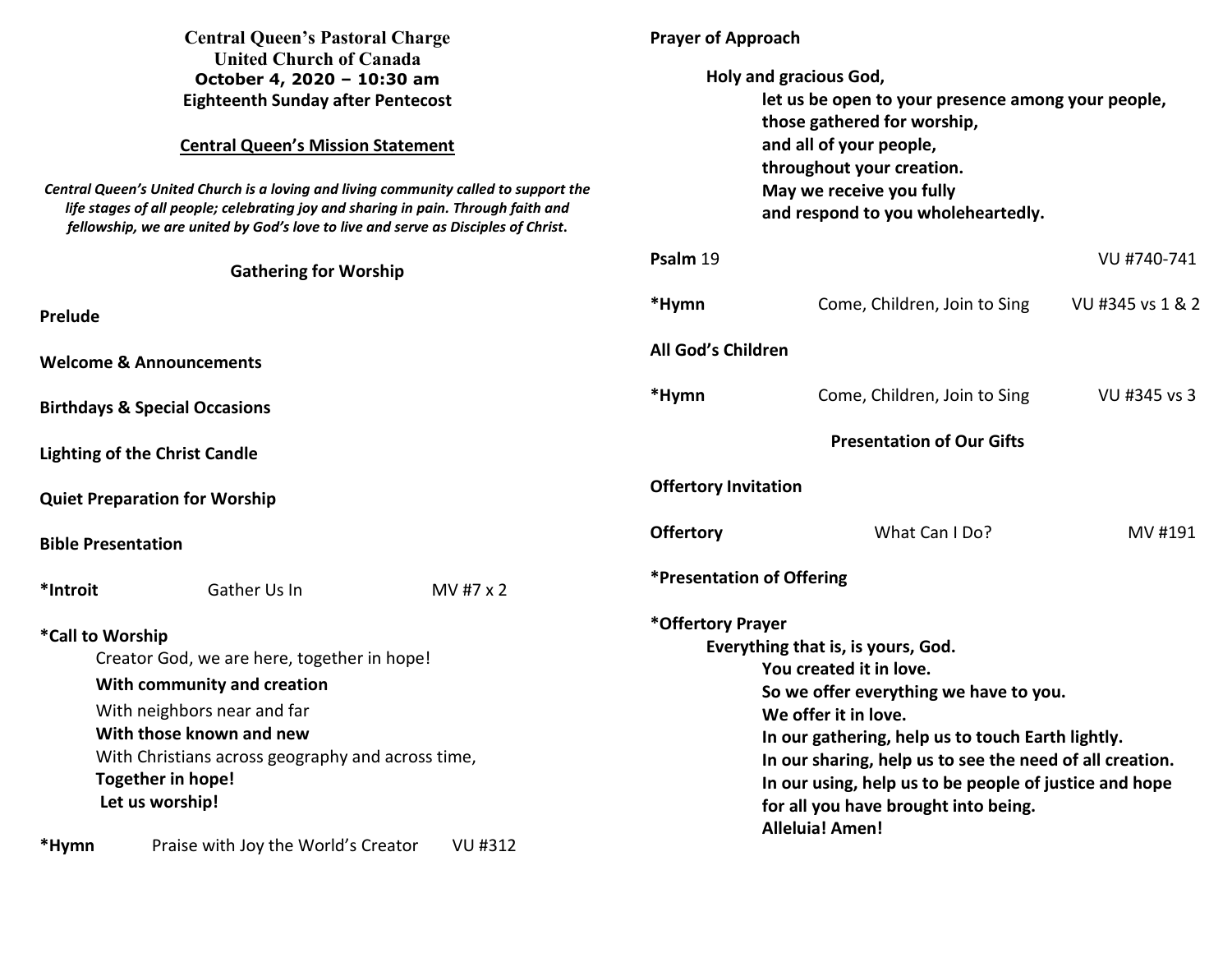**Central Queen's Pastoral Charge**
**United Church of Canada**
**October 4, 2020 – 10:30 am**
**Eighteenth Sunday after Pentecost**

**Central Queen's Mission Statement**

***Central Queen's United Church is a loving and living community called to support the life stages of all people; celebrating joy and sharing in pain. Through faith and fellowship, we are united by God's love to live and serve as Disciples of Christ.***

## Gathering for Worship

**Prelude**

**Welcome & Announcements**

**Birthdays & Special Occasions**

**Lighting of the Christ Candle**

**Quiet Preparation for Worship**

**Bible Presentation**

**\*Introit** Gather Us In MV #7 x 2

**\*Call to Worship**

Creator God, we are here, together in hope!
**With community and creation**
With neighbors near and far
**With those known and new**
With Christians across geography and across time,
**Together in hope!**
**Let us worship!**

**\*Hymn** Praise with Joy the World's Creator VU #312

**Prayer of Approach**

**Holy and gracious God,**
**let us be open to your presence among your people,**
**those gathered for worship,**
**and all of your people,**
**throughout your creation.**
**May we receive you fully**
**and respond to you wholeheartedly.**

**Psalm** 19 VU #740-741

**\*Hymn** Come, Children, Join to Sing VU #345 vs 1 & 2

**All God's Children**

**\*Hymn** Come, Children, Join to Sing VU #345 vs 3

## Presentation of Our Gifts

**Offertory Invitation**

**Offertory** What Can I Do? MV #191

**\*Presentation of Offering**

**\*Offertory Prayer**

**Everything that is, is yours, God.**
**You created it in love.**
**So we offer everything we have to you.**
**We offer it in love.**
**In our gathering, help us to touch Earth lightly.**
**In our sharing, help us to see the need of all creation.**
**In our using, help us to be people of justice and hope**
**for all you have brought into being.**
**Alleluia! Amen!**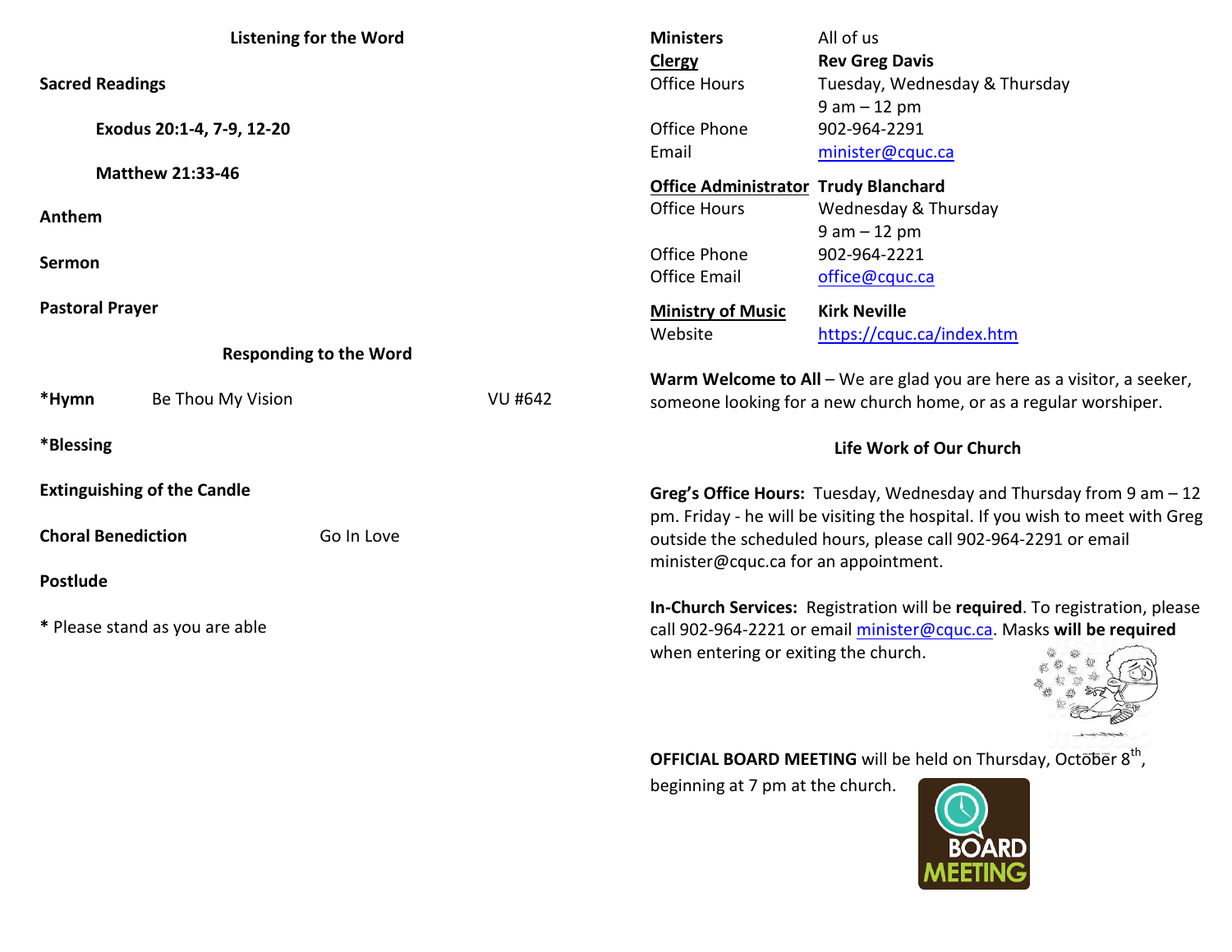## Listening for the Word

**Sacred Readings**

**Exodus 20:1-4, 7-9, 12-20**

**Matthew 21:33-46**

**Anthem**

**Sermon**

**Pastoral Prayer**

## Responding to the Word

**\*Hymn** Be Thou My Vision VU #642

**\*Blessing**

**Extinguishing of the Candle**

**Choral Benediction** Go In Love

**Postlude**

**\*** Please stand as you are able

| | |
|---|---|
| **Ministers** | All of us |
| **Clergy** | **Rev Greg Davis** |
| Office Hours | Tuesday, Wednesday & Thursday 9 am – 12 pm |
| Office Phone | 902-964-2291 |
| Email | minister@cquc.ca |
| **Office Administrator** | **Trudy Blanchard** |
| Office Hours | Wednesday & Thursday 9 am – 12 pm |
| Office Phone | 902-964-2221 |
| Office Email | office@cquc.ca |
| **Ministry of Music** | **Kirk Neville** |
| Website | https://cquc.ca/index.htm |

**Warm Welcome to All** – We are glad you are here as a visitor, a seeker, someone looking for a new church home, or as a regular worshiper.

## Life Work of Our Church

**Greg's Office Hours:** Tuesday, Wednesday and Thursday from 9 am – 12 pm. Friday - he will be visiting the hospital. If you wish to meet with Greg outside the scheduled hours, please call 902-964-2291 or email minister@cquc.ca for an appointment.

**In-Church Services:** Registration will be **required**. To registration, please call 902-964-2221 or email minister@cquc.ca. Masks **will be required** when entering or exiting the church.

**OFFICIAL BOARD MEETING** will be held on Thursday, October 8th, beginning at 7 pm at the church.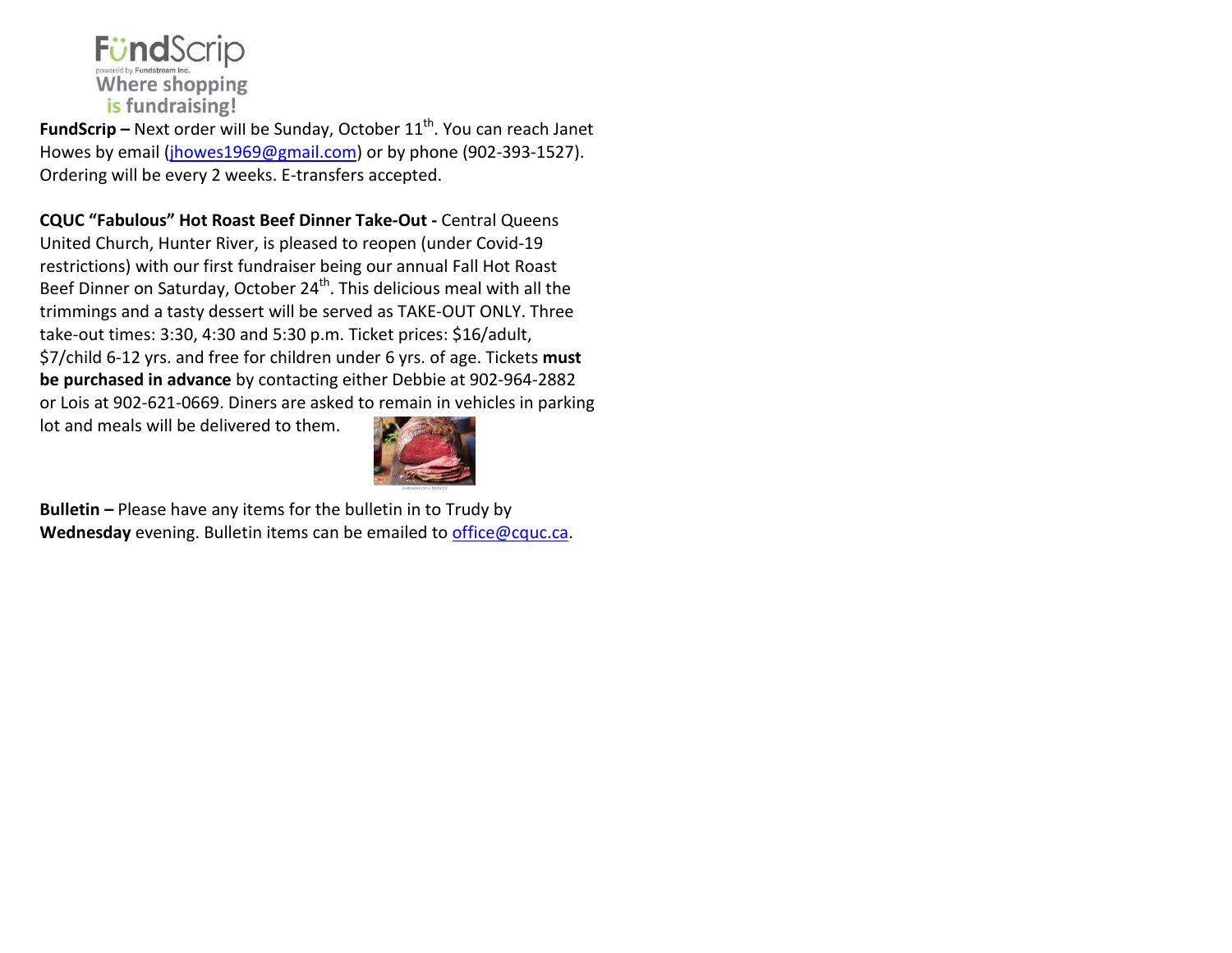FundScrip
powered by Fundstream Inc.
Where shopping
is fundraising!

**FundScrip –** Next order will be Sunday, October 11th. You can reach Janet Howes by email (jhowes1969@gmail.com) or by phone (902-393-1527). Ordering will be every 2 weeks. E-transfers accepted.

**CQUC "Fabulous" Hot Roast Beef Dinner Take-Out -** Central Queens United Church, Hunter River, is pleased to reopen (under Covid-19 restrictions) with our first fundraiser being our annual Fall Hot Roast Beef Dinner on Saturday, October 24th. This delicious meal with all the trimmings and a tasty dessert will be served as TAKE-OUT ONLY. Three take-out times: 3:30, 4:30 and 5:30 p.m. Ticket prices: $16/adult, $7/child 6-12 yrs. and free for children under 6 yrs. of age. Tickets **must be purchased in advance** by contacting either Debbie at 902-964-2882 or Lois at 902-621-0669. Diners are asked to remain in vehicles in parking lot and meals will be delivered to them.

**Bulletin –** Please have any items for the bulletin in to Trudy by **Wednesday** evening. Bulletin items can be emailed to office@cquc.ca.